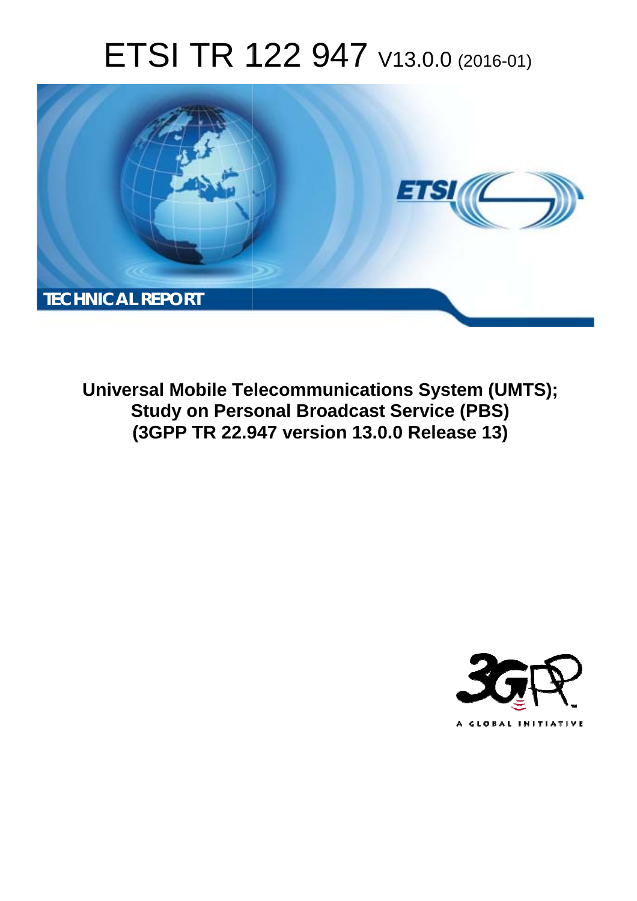# ETSI TR 122 947 V13.0.0 (2016-01)

TECHNICAL REPORT

**Universal Mobile Telecommunications System (UMTS); Study on Personal Broadcast Service (PBS) (3GPP TR 22.947 version 13.0.0 Release 13)**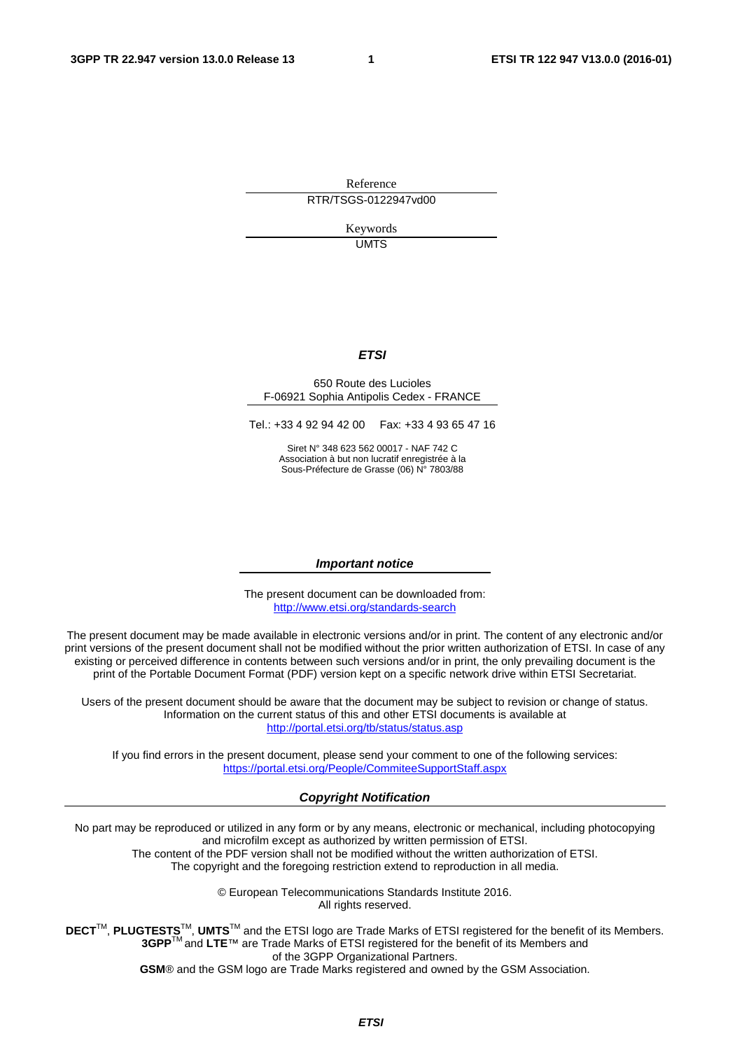Reference

RTR/TSGS-0122947vd00

Keywords

UMTS

***ETSI***

650 Route des Lucioles
F-06921 Sophia Antipolis Cedex - FRANCE

Tel.: +33 4 92 94 42 00 Fax: +33 4 93 65 47 16

Siret N° 348 623 562 00017 - NAF 742 C
Association à but non lucratif enregistrée à la
Sous-Préfecture de Grasse (06) N° 7803/88

***Important notice***

The present document can be downloaded from:
http://www.etsi.org/standards-search

The present document may be made available in electronic versions and/or in print. The content of any electronic and/or print versions of the present document shall not be modified without the prior written authorization of ETSI. In case of any existing or perceived difference in contents between such versions and/or in print, the only prevailing document is the print of the Portable Document Format (PDF) version kept on a specific network drive within ETSI Secretariat.

Users of the present document should be aware that the document may be subject to revision or change of status. Information on the current status of this and other ETSI documents is available at
http://portal.etsi.org/tb/status/status.asp

If you find errors in the present document, please send your comment to one of the following services:
https://portal.etsi.org/People/CommiteeSupportStaff.aspx

***Copyright Notification***

No part may be reproduced or utilized in any form or by any means, electronic or mechanical, including photocopying and microfilm except as authorized by written permission of ETSI.
The content of the PDF version shall not be modified without the written authorization of ETSI.
The copyright and the foregoing restriction extend to reproduction in all media.

© European Telecommunications Standards Institute 2016.
All rights reserved.

**DECT**™, **PLUGTESTS**™, **UMTS**™ and the ETSI logo are Trade Marks of ETSI registered for the benefit of its Members.
**3GPP**™ and **LTE**™ are Trade Marks of ETSI registered for the benefit of its Members and of the 3GPP Organizational Partners.
**GSM**® and the GSM logo are Trade Marks registered and owned by the GSM Association.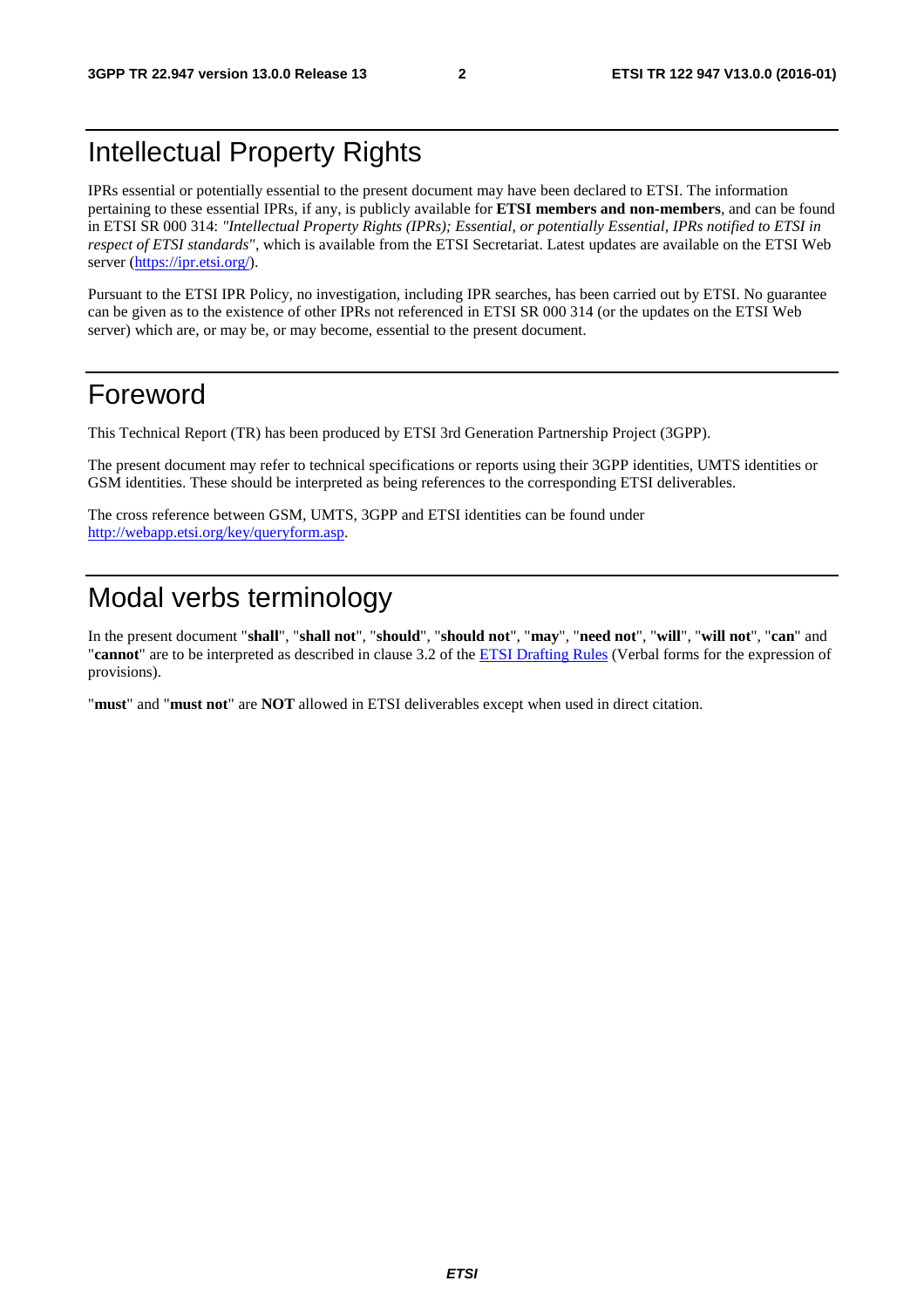# Intellectual Property Rights

IPRs essential or potentially essential to the present document may have been declared to ETSI. The information pertaining to these essential IPRs, if any, is publicly available for **ETSI members and non-members**, and can be found in ETSI SR 000 314: *"Intellectual Property Rights (IPRs); Essential, or potentially Essential, IPRs notified to ETSI in respect of ETSI standards"*, which is available from the ETSI Secretariat. Latest updates are available on the ETSI Web server (https://ipr.etsi.org/).

Pursuant to the ETSI IPR Policy, no investigation, including IPR searches, has been carried out by ETSI. No guarantee can be given as to the existence of other IPRs not referenced in ETSI SR 000 314 (or the updates on the ETSI Web server) which are, or may be, or may become, essential to the present document.

# Foreword

This Technical Report (TR) has been produced by ETSI 3rd Generation Partnership Project (3GPP).

The present document may refer to technical specifications or reports using their 3GPP identities, UMTS identities or GSM identities. These should be interpreted as being references to the corresponding ETSI deliverables.

The cross reference between GSM, UMTS, 3GPP and ETSI identities can be found under http://webapp.etsi.org/key/queryform.asp.

# Modal verbs terminology

In the present document "**shall**", "**shall not**", "**should**", "**should not**", "**may**", "**need not**", "**will**", "**will not**", "**can**" and "**cannot**" are to be interpreted as described in clause 3.2 of the ETSI Drafting Rules (Verbal forms for the expression of provisions).

"**must**" and "**must not**" are **NOT** allowed in ETSI deliverables except when used in direct citation.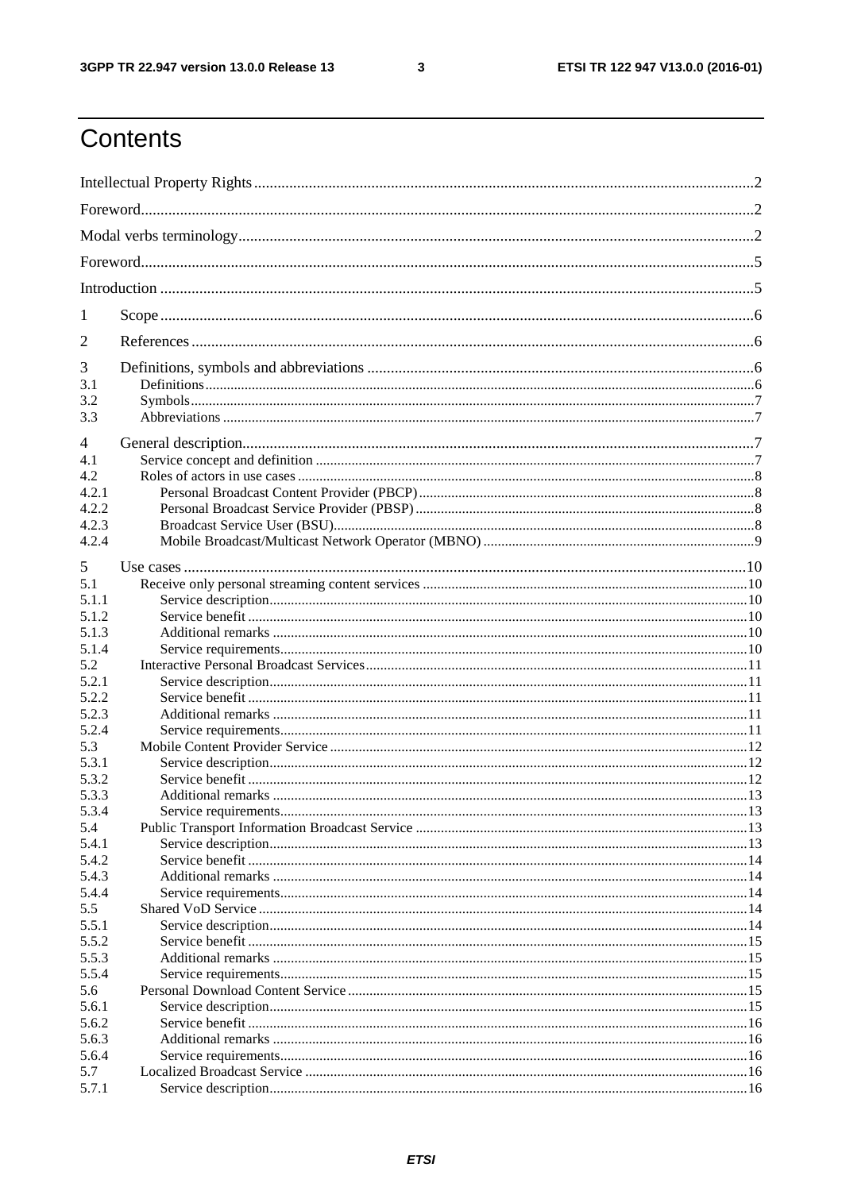# Contents

Intellectual Property Rights ..... 2
Foreword ..... 2
Modal verbs terminology ..... 2
Foreword ..... 5
Introduction ..... 5
1 Scope ..... 6
2 References ..... 6
3 Definitions, symbols and abbreviations ..... 6
3.1 Definitions ..... 6
3.2 Symbols ..... 7
3.3 Abbreviations ..... 7
4 General description ..... 7
4.1 Service concept and definition ..... 7
4.2 Roles of actors in use cases ..... 8
4.2.1 Personal Broadcast Content Provider (PBCP) ..... 8
4.2.2 Personal Broadcast Service Provider (PBSP) ..... 8
4.2.3 Broadcast Service User (BSU) ..... 8
4.2.4 Mobile Broadcast/Multicast Network Operator (MBNO) ..... 9
5 Use cases ..... 10
5.1 Receive only personal streaming content services ..... 10
5.1.1 Service description ..... 10
5.1.2 Service benefit ..... 10
5.1.3 Additional remarks ..... 10
5.1.4 Service requirements ..... 10
5.2 Interactive Personal Broadcast Services ..... 11
5.2.1 Service description ..... 11
5.2.2 Service benefit ..... 11
5.2.3 Additional remarks ..... 11
5.2.4 Service requirements ..... 11
5.3 Mobile Content Provider Service ..... 12
5.3.1 Service description ..... 12
5.3.2 Service benefit ..... 12
5.3.3 Additional remarks ..... 13
5.3.4 Service requirements ..... 13
5.4 Public Transport Information Broadcast Service ..... 13
5.4.1 Service description ..... 13
5.4.2 Service benefit ..... 14
5.4.3 Additional remarks ..... 14
5.4.4 Service requirements ..... 14
5.5 Shared VoD Service ..... 14
5.5.1 Service description ..... 14
5.5.2 Service benefit ..... 15
5.5.3 Additional remarks ..... 15
5.5.4 Service requirements ..... 15
5.6 Personal Download Content Service ..... 15
5.6.1 Service description ..... 15
5.6.2 Service benefit ..... 16
5.6.3 Additional remarks ..... 16
5.6.4 Service requirements ..... 16
5.7 Localized Broadcast Service ..... 16
5.7.1 Service description ..... 16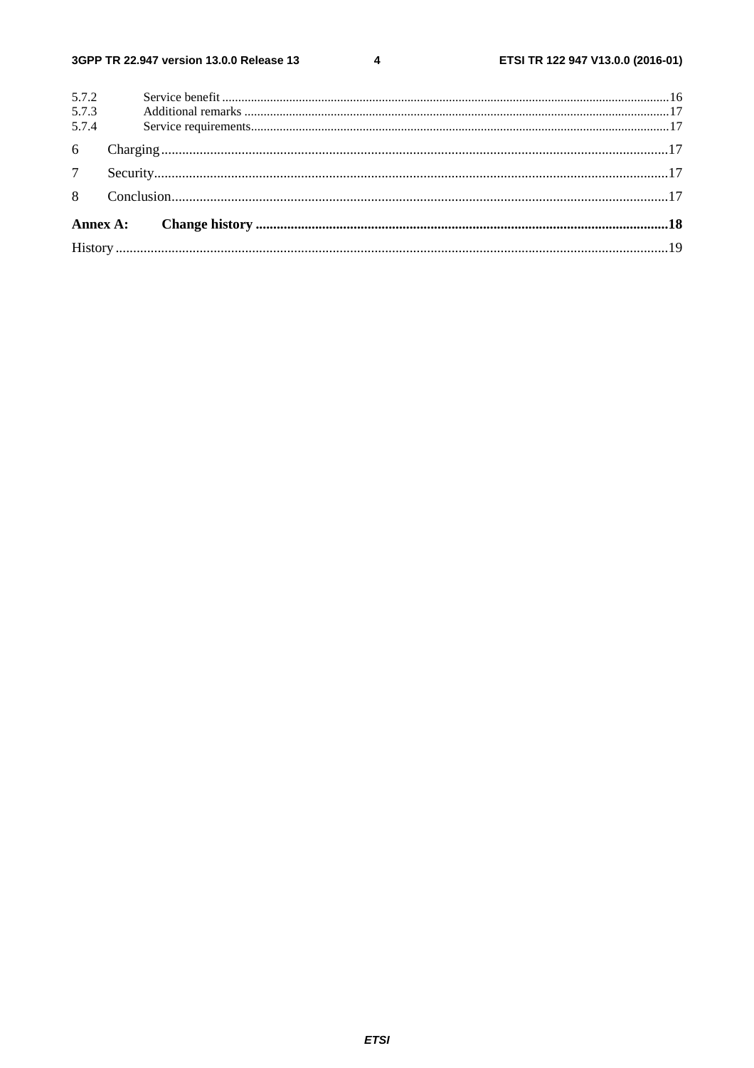5.7.2 Service benefit ........................................................................................................16
5.7.3 Additional remarks ...................................................................................................17
5.7.4 Service requirements.................................................................................................17

6 Charging ........................................................................................................................17

7 Security...........................................................................................................................17

8 Conclusion......................................................................................................................17

**Annex A: Change history .........................................................................................18**

History ................................................................................................................................19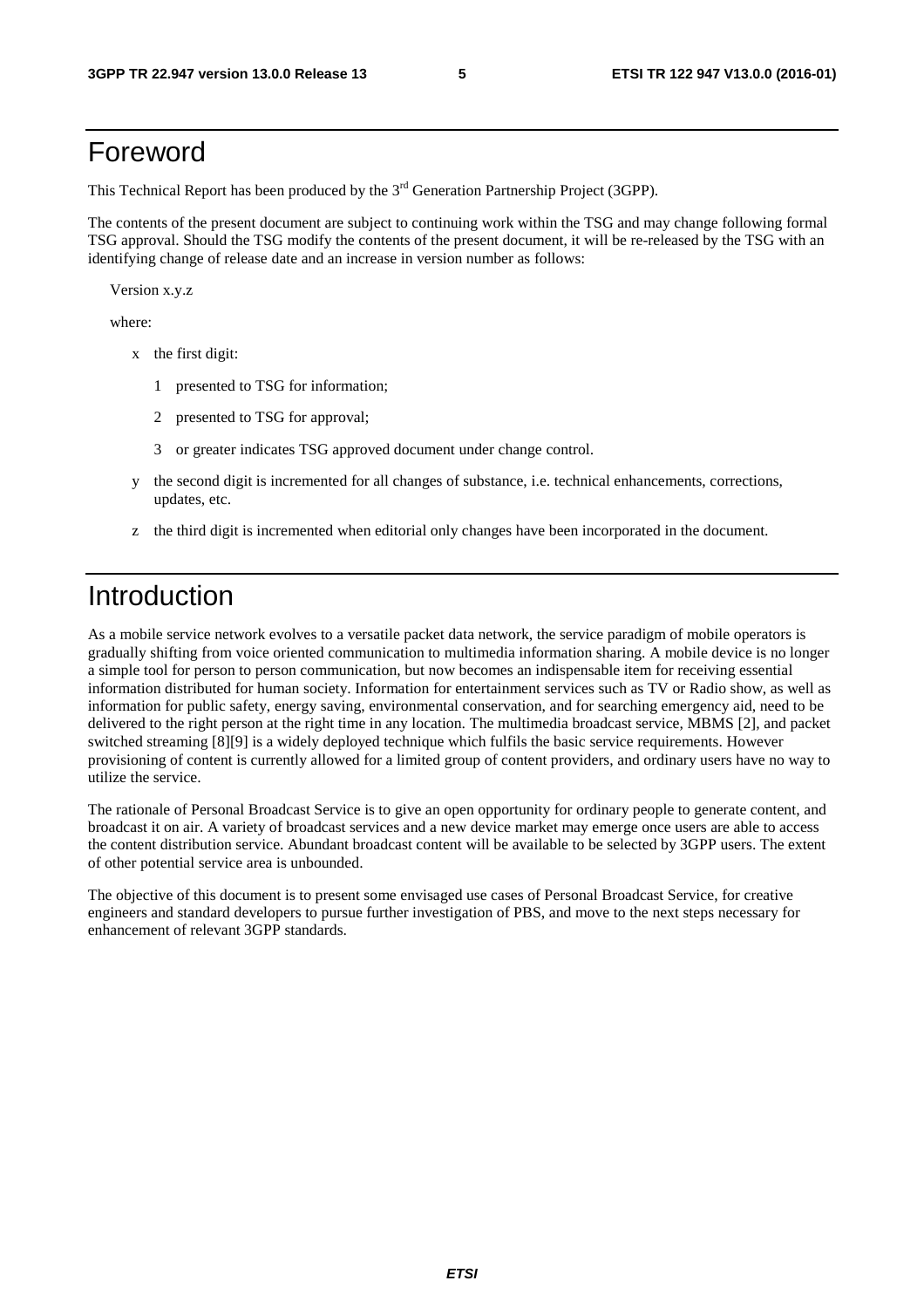# Foreword

This Technical Report has been produced by the 3rd Generation Partnership Project (3GPP).

The contents of the present document are subject to continuing work within the TSG and may change following formal TSG approval. Should the TSG modify the contents of the present document, it will be re-released by the TSG with an identifying change of release date and an increase in version number as follows:

Version x.y.z

where:

- x the first digit:
  - 1 presented to TSG for information;
  - 2 presented to TSG for approval;
  - 3 or greater indicates TSG approved document under change control.
- y the second digit is incremented for all changes of substance, i.e. technical enhancements, corrections, updates, etc.
- z the third digit is incremented when editorial only changes have been incorporated in the document.

# Introduction

As a mobile service network evolves to a versatile packet data network, the service paradigm of mobile operators is gradually shifting from voice oriented communication to multimedia information sharing. A mobile device is no longer a simple tool for person to person communication, but now becomes an indispensable item for receiving essential information distributed for human society. Information for entertainment services such as TV or Radio show, as well as information for public safety, energy saving, environmental conservation, and for searching emergency aid, need to be delivered to the right person at the right time in any location. The multimedia broadcast service, MBMS [2], and packet switched streaming [8][9] is a widely deployed technique which fulfils the basic service requirements. However provisioning of content is currently allowed for a limited group of content providers, and ordinary users have no way to utilize the service.

The rationale of Personal Broadcast Service is to give an open opportunity for ordinary people to generate content, and broadcast it on air. A variety of broadcast services and a new device market may emerge once users are able to access the content distribution service. Abundant broadcast content will be available to be selected by 3GPP users. The extent of other potential service area is unbounded.

The objective of this document is to present some envisaged use cases of Personal Broadcast Service, for creative engineers and standard developers to pursue further investigation of PBS, and move to the next steps necessary for enhancement of relevant 3GPP standards.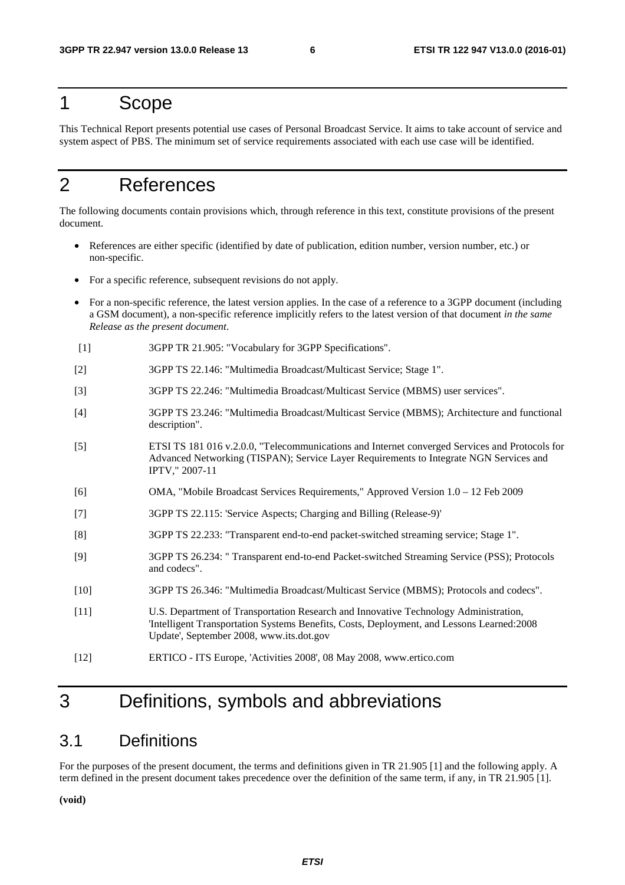# 1 Scope

This Technical Report presents potential use cases of Personal Broadcast Service. It aims to take account of service and system aspect of PBS. The minimum set of service requirements associated with each use case will be identified.

# 2 References

The following documents contain provisions which, through reference in this text, constitute provisions of the present document.

- References are either specific (identified by date of publication, edition number, version number, etc.) or non-specific.
- For a specific reference, subsequent revisions do not apply.
- For a non-specific reference, the latest version applies. In the case of a reference to a 3GPP document (including a GSM document), a non-specific reference implicitly refers to the latest version of that document *in the same Release as the present document*.

[1] 3GPP TR 21.905: "Vocabulary for 3GPP Specifications".

[2] 3GPP TS 22.146: "Multimedia Broadcast/Multicast Service; Stage 1".

[3] 3GPP TS 22.246: "Multimedia Broadcast/Multicast Service (MBMS) user services".

[4] 3GPP TS 23.246: "Multimedia Broadcast/Multicast Service (MBMS); Architecture and functional description".

[5] ETSI TS 181 016 v.2.0.0, "Telecommunications and Internet converged Services and Protocols for Advanced Networking (TISPAN); Service Layer Requirements to Integrate NGN Services and IPTV," 2007-11

[6] OMA, "Mobile Broadcast Services Requirements," Approved Version 1.0 – 12 Feb 2009

[7] 3GPP TS 22.115: 'Service Aspects; Charging and Billing (Release-9)'

[8] 3GPP TS 22.233: "Transparent end-to-end packet-switched streaming service; Stage 1".

[9] 3GPP TS 26.234: " Transparent end-to-end Packet-switched Streaming Service (PSS); Protocols and codecs".

[10] 3GPP TS 26.346: "Multimedia Broadcast/Multicast Service (MBMS); Protocols and codecs".

[11] U.S. Department of Transportation Research and Innovative Technology Administration, 'Intelligent Transportation Systems Benefits, Costs, Deployment, and Lessons Learned:2008 Update', September 2008, www.its.dot.gov

[12] ERTICO - ITS Europe, 'Activities 2008', 08 May 2008, www.ertico.com

# 3 Definitions, symbols and abbreviations

## 3.1 Definitions

For the purposes of the present document, the terms and definitions given in TR 21.905 [1] and the following apply. A term defined in the present document takes precedence over the definition of the same term, if any, in TR 21.905 [1].

**(void)**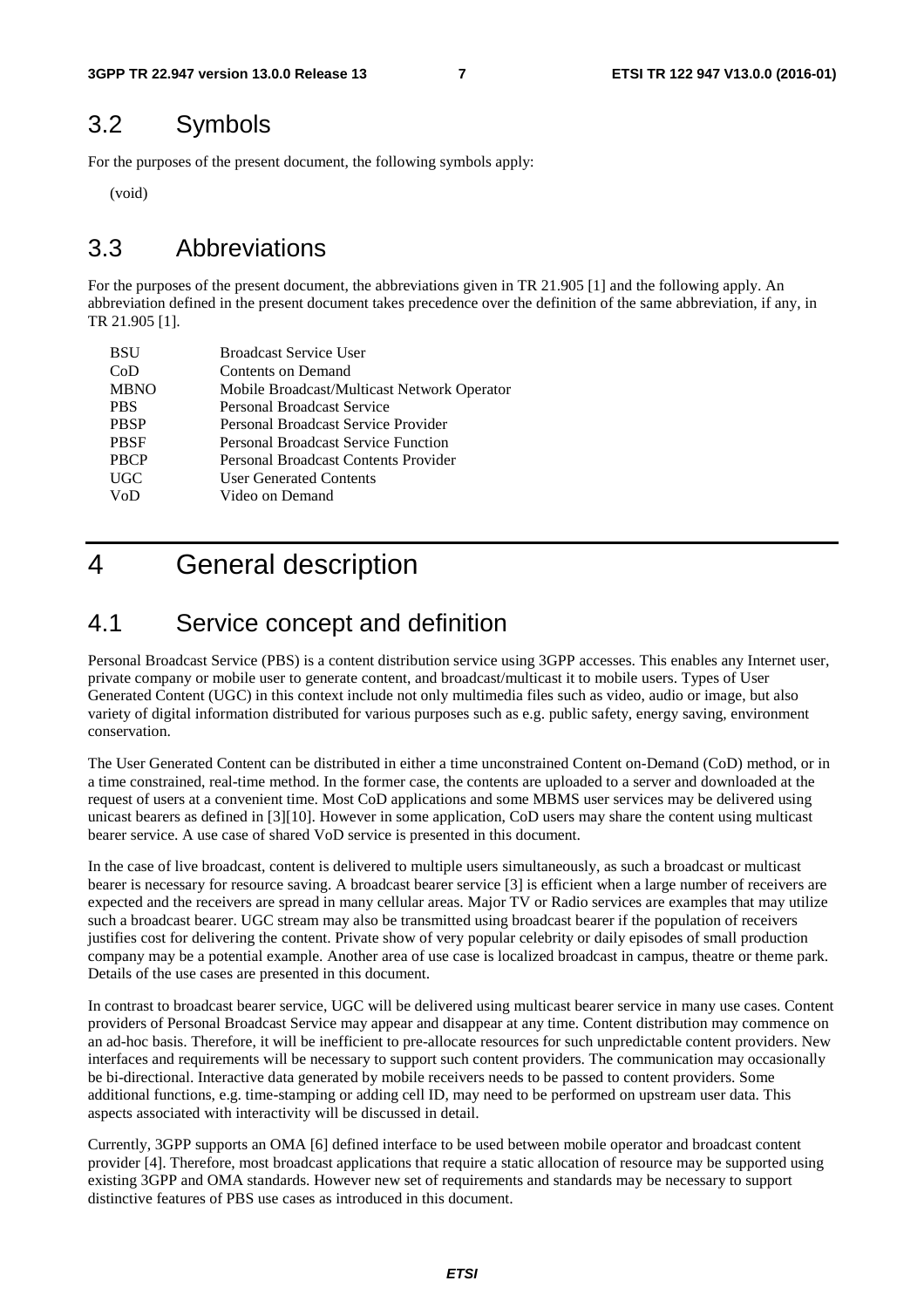## 3.2 Symbols

For the purposes of the present document, the following symbols apply:

(void)

## 3.3 Abbreviations

For the purposes of the present document, the abbreviations given in TR 21.905 [1] and the following apply. An abbreviation defined in the present document takes precedence over the definition of the same abbreviation, if any, in TR 21.905 [1].

| | |
|---|---|
| BSU | Broadcast Service User |
| CoD | Contents on Demand |
| MBNO | Mobile Broadcast/Multicast Network Operator |
| PBS | Personal Broadcast Service |
| PBSP | Personal Broadcast Service Provider |
| PBSF | Personal Broadcast Service Function |
| PBCP | Personal Broadcast Contents Provider |
| UGC | User Generated Contents |
| VoD | Video on Demand |

# 4 General description

## 4.1 Service concept and definition

Personal Broadcast Service (PBS) is a content distribution service using 3GPP accesses. This enables any Internet user, private company or mobile user to generate content, and broadcast/multicast it to mobile users. Types of User Generated Content (UGC) in this context include not only multimedia files such as video, audio or image, but also variety of digital information distributed for various purposes such as e.g. public safety, energy saving, environment conservation.

The User Generated Content can be distributed in either a time unconstrained Content on-Demand (CoD) method, or in a time constrained, real-time method. In the former case, the contents are uploaded to a server and downloaded at the request of users at a convenient time. Most CoD applications and some MBMS user services may be delivered using unicast bearers as defined in [3][10]. However in some application, CoD users may share the content using multicast bearer service. A use case of shared VoD service is presented in this document.

In the case of live broadcast, content is delivered to multiple users simultaneously, as such a broadcast or multicast bearer is necessary for resource saving. A broadcast bearer service [3] is efficient when a large number of receivers are expected and the receivers are spread in many cellular areas. Major TV or Radio services are examples that may utilize such a broadcast bearer. UGC stream may also be transmitted using broadcast bearer if the population of receivers justifies cost for delivering the content. Private show of very popular celebrity or daily episodes of small production company may be a potential example. Another area of use case is localized broadcast in campus, theatre or theme park. Details of the use cases are presented in this document.

In contrast to broadcast bearer service, UGC will be delivered using multicast bearer service in many use cases. Content providers of Personal Broadcast Service may appear and disappear at any time. Content distribution may commence on an ad-hoc basis. Therefore, it will be inefficient to pre-allocate resources for such unpredictable content providers. New interfaces and requirements will be necessary to support such content providers. The communication may occasionally be bi-directional. Interactive data generated by mobile receivers needs to be passed to content providers. Some additional functions, e.g. time-stamping or adding cell ID, may need to be performed on upstream user data. This aspects associated with interactivity will be discussed in detail.

Currently, 3GPP supports an OMA [6] defined interface to be used between mobile operator and broadcast content provider [4]. Therefore, most broadcast applications that require a static allocation of resource may be supported using existing 3GPP and OMA standards. However new set of requirements and standards may be necessary to support distinctive features of PBS use cases as introduced in this document.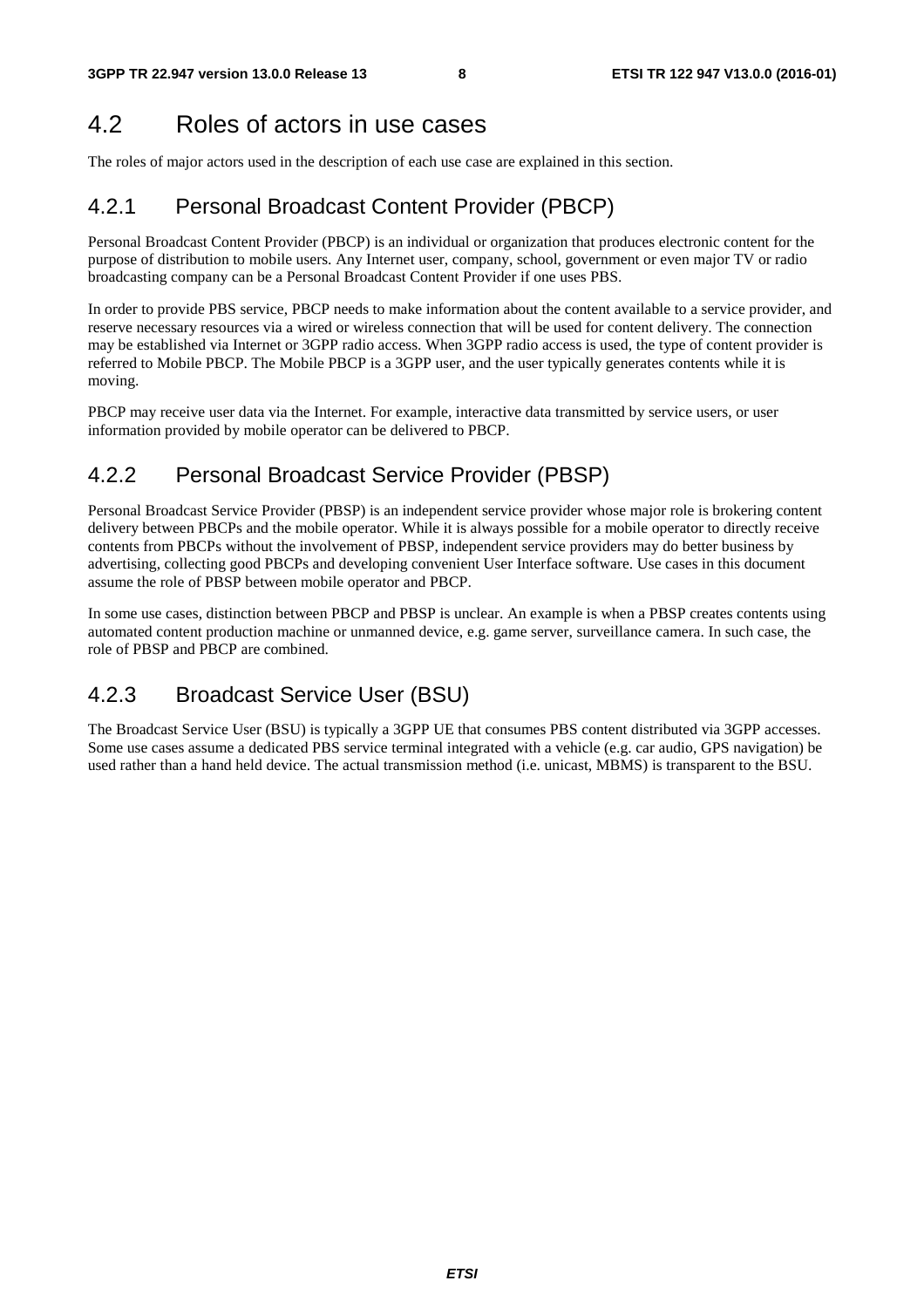## 4.2 Roles of actors in use cases

The roles of major actors used in the description of each use case are explained in this section.

### 4.2.1 Personal Broadcast Content Provider (PBCP)

Personal Broadcast Content Provider (PBCP) is an individual or organization that produces electronic content for the purpose of distribution to mobile users. Any Internet user, company, school, government or even major TV or radio broadcasting company can be a Personal Broadcast Content Provider if one uses PBS.

In order to provide PBS service, PBCP needs to make information about the content available to a service provider, and reserve necessary resources via a wired or wireless connection that will be used for content delivery. The connection may be established via Internet or 3GPP radio access. When 3GPP radio access is used, the type of content provider is referred to Mobile PBCP. The Mobile PBCP is a 3GPP user, and the user typically generates contents while it is moving.

PBCP may receive user data via the Internet. For example, interactive data transmitted by service users, or user information provided by mobile operator can be delivered to PBCP.

### 4.2.2 Personal Broadcast Service Provider (PBSP)

Personal Broadcast Service Provider (PBSP) is an independent service provider whose major role is brokering content delivery between PBCPs and the mobile operator. While it is always possible for a mobile operator to directly receive contents from PBCPs without the involvement of PBSP, independent service providers may do better business by advertising, collecting good PBCPs and developing convenient User Interface software. Use cases in this document assume the role of PBSP between mobile operator and PBCP.

In some use cases, distinction between PBCP and PBSP is unclear. An example is when a PBSP creates contents using automated content production machine or unmanned device, e.g. game server, surveillance camera. In such case, the role of PBSP and PBCP are combined.

### 4.2.3 Broadcast Service User (BSU)

The Broadcast Service User (BSU) is typically a 3GPP UE that consumes PBS content distributed via 3GPP accesses. Some use cases assume a dedicated PBS service terminal integrated with a vehicle (e.g. car audio, GPS navigation) be used rather than a hand held device. The actual transmission method (i.e. unicast, MBMS) is transparent to the BSU.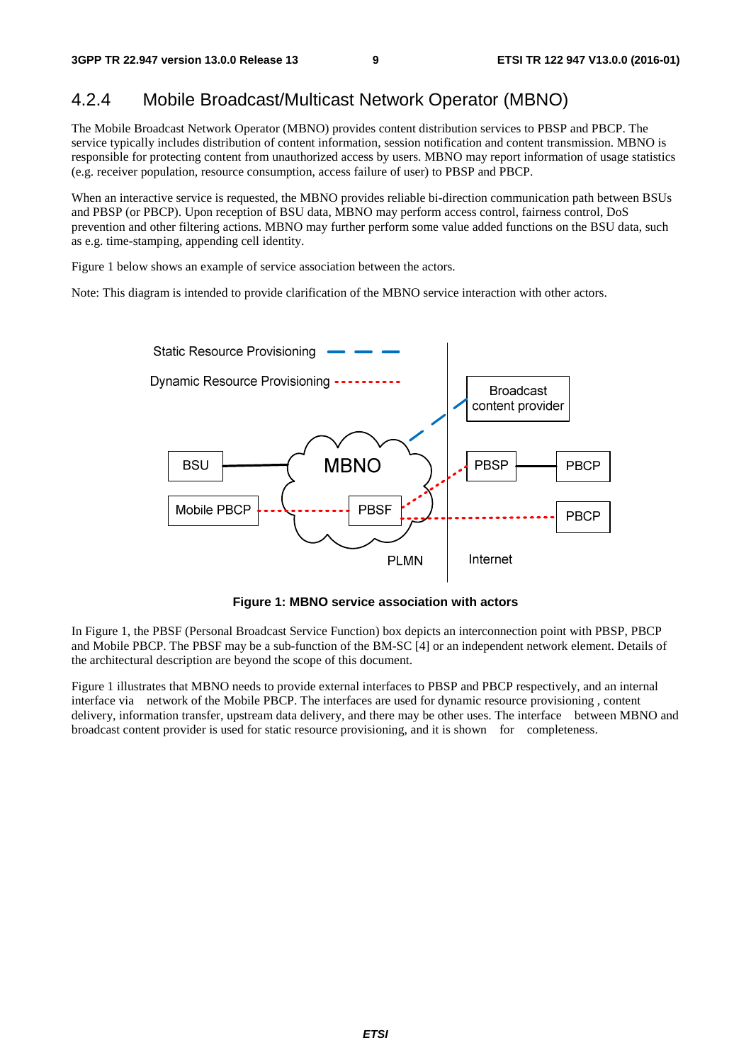## 4.2.4 Mobile Broadcast/Multicast Network Operator (MBNO)

The Mobile Broadcast Network Operator (MBNO) provides content distribution services to PBSP and PBCP. The service typically includes distribution of content information, session notification and content transmission. MBNO is responsible for protecting content from unauthorized access by users. MBNO may report information of usage statistics (e.g. receiver population, resource consumption, access failure of user) to PBSP and PBCP.

When an interactive service is requested, the MBNO provides reliable bi-direction communication path between BSUs and PBSP (or PBCP). Upon reception of BSU data, MBNO may perform access control, fairness control, DoS prevention and other filtering actions. MBNO may further perform some value added functions on the BSU data, such as e.g. time-stamping, appending cell identity.

Figure 1 below shows an example of service association between the actors.

Note: This diagram is intended to provide clarification of the MBNO service interaction with other actors.

Static Resource Provisioning

Dynamic Resource Provisioning

Broadcast content provider

BSU

MBNO

PBSP

PBCP

Mobile PBCP

PBSF

PBCP

PLMN

Internet

**Figure 1: MBNO service association with actors**

In Figure 1, the PBSF (Personal Broadcast Service Function) box depicts an interconnection point with PBSP, PBCP and Mobile PBCP. The PBSF may be a sub-function of the BM-SC [4] or an independent network element. Details of the architectural description are beyond the scope of this document.

Figure 1 illustrates that MBNO needs to provide external interfaces to PBSP and PBCP respectively, and an internal interface via network of the Mobile PBCP. The interfaces are used for dynamic resource provisioning , content delivery, information transfer, upstream data delivery, and there may be other uses. The interface between MBNO and broadcast content provider is used for static resource provisioning, and it is shown for completeness.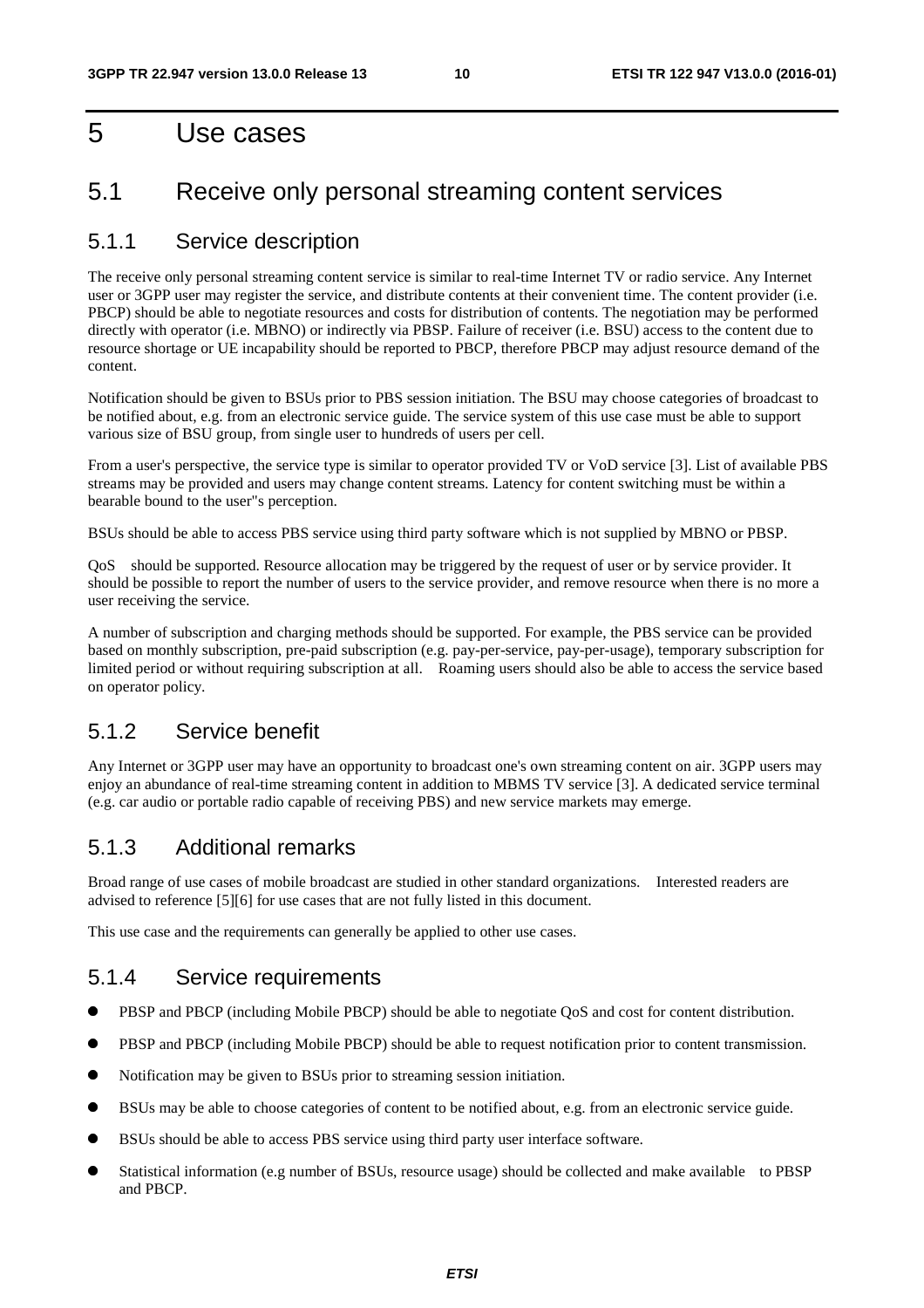# 5 Use cases

## 5.1 Receive only personal streaming content services

### 5.1.1 Service description

The receive only personal streaming content service is similar to real-time Internet TV or radio service. Any Internet user or 3GPP user may register the service, and distribute contents at their convenient time. The content provider (i.e. PBCP) should be able to negotiate resources and costs for distribution of contents. The negotiation may be performed directly with operator (i.e. MBNO) or indirectly via PBSP. Failure of receiver (i.e. BSU) access to the content due to resource shortage or UE incapability should be reported to PBCP, therefore PBCP may adjust resource demand of the content.

Notification should be given to BSUs prior to PBS session initiation. The BSU may choose categories of broadcast to be notified about, e.g. from an electronic service guide. The service system of this use case must be able to support various size of BSU group, from single user to hundreds of users per cell.

From a user's perspective, the service type is similar to operator provided TV or VoD service [3]. List of available PBS streams may be provided and users may change content streams. Latency for content switching must be within a bearable bound to the user''s perception.

BSUs should be able to access PBS service using third party software which is not supplied by MBNO or PBSP.

QoS should be supported. Resource allocation may be triggered by the request of user or by service provider. It should be possible to report the number of users to the service provider, and remove resource when there is no more a user receiving the service.

A number of subscription and charging methods should be supported. For example, the PBS service can be provided based on monthly subscription, pre-paid subscription (e.g. pay-per-service, pay-per-usage), temporary subscription for limited period or without requiring subscription at all. Roaming users should also be able to access the service based on operator policy.

### 5.1.2 Service benefit

Any Internet or 3GPP user may have an opportunity to broadcast one's own streaming content on air. 3GPP users may enjoy an abundance of real-time streaming content in addition to MBMS TV service [3]. A dedicated service terminal (e.g. car audio or portable radio capable of receiving PBS) and new service markets may emerge.

### 5.1.3 Additional remarks

Broad range of use cases of mobile broadcast are studied in other standard organizations. Interested readers are advised to reference [5][6] for use cases that are not fully listed in this document.

This use case and the requirements can generally be applied to other use cases.

### 5.1.4 Service requirements

- PBSP and PBCP (including Mobile PBCP) should be able to negotiate QoS and cost for content distribution.
- PBSP and PBCP (including Mobile PBCP) should be able to request notification prior to content transmission.
- Notification may be given to BSUs prior to streaming session initiation.
- BSUs may be able to choose categories of content to be notified about, e.g. from an electronic service guide.
- BSUs should be able to access PBS service using third party user interface software.
- Statistical information (e.g number of BSUs, resource usage) should be collected and make available to PBSP and PBCP.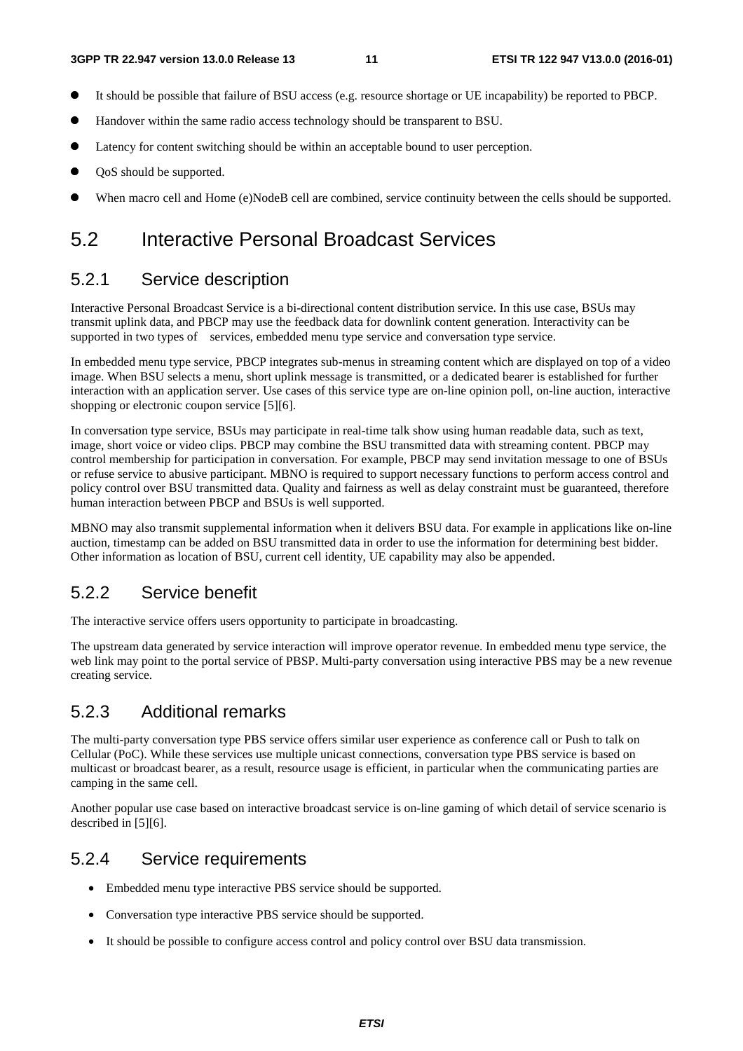- It should be possible that failure of BSU access (e.g. resource shortage or UE incapability) be reported to PBCP.
- Handover within the same radio access technology should be transparent to BSU.
- Latency for content switching should be within an acceptable bound to user perception.
- QoS should be supported.
- When macro cell and Home (e)NodeB cell are combined, service continuity between the cells should be supported.

## 5.2 Interactive Personal Broadcast Services

### 5.2.1 Service description

Interactive Personal Broadcast Service is a bi-directional content distribution service. In this use case, BSUs may transmit uplink data, and PBCP may use the feedback data for downlink content generation. Interactivity can be supported in two types of services, embedded menu type service and conversation type service.

In embedded menu type service, PBCP integrates sub-menus in streaming content which are displayed on top of a video image. When BSU selects a menu, short uplink message is transmitted, or a dedicated bearer is established for further interaction with an application server. Use cases of this service type are on-line opinion poll, on-line auction, interactive shopping or electronic coupon service [5][6].

In conversation type service, BSUs may participate in real-time talk show using human readable data, such as text, image, short voice or video clips. PBCP may combine the BSU transmitted data with streaming content. PBCP may control membership for participation in conversation. For example, PBCP may send invitation message to one of BSUs or refuse service to abusive participant. MBNO is required to support necessary functions to perform access control and policy control over BSU transmitted data. Quality and fairness as well as delay constraint must be guaranteed, therefore human interaction between PBCP and BSUs is well supported.

MBNO may also transmit supplemental information when it delivers BSU data. For example in applications like on-line auction, timestamp can be added on BSU transmitted data in order to use the information for determining best bidder. Other information as location of BSU, current cell identity, UE capability may also be appended.

### 5.2.2 Service benefit

The interactive service offers users opportunity to participate in broadcasting.

The upstream data generated by service interaction will improve operator revenue. In embedded menu type service, the web link may point to the portal service of PBSP. Multi-party conversation using interactive PBS may be a new revenue creating service.

### 5.2.3 Additional remarks

The multi-party conversation type PBS service offers similar user experience as conference call or Push to talk on Cellular (PoC). While these services use multiple unicast connections, conversation type PBS service is based on multicast or broadcast bearer, as a result, resource usage is efficient, in particular when the communicating parties are camping in the same cell.

Another popular use case based on interactive broadcast service is on-line gaming of which detail of service scenario is described in [5][6].

### 5.2.4 Service requirements

- Embedded menu type interactive PBS service should be supported.
- Conversation type interactive PBS service should be supported.
- It should be possible to configure access control and policy control over BSU data transmission.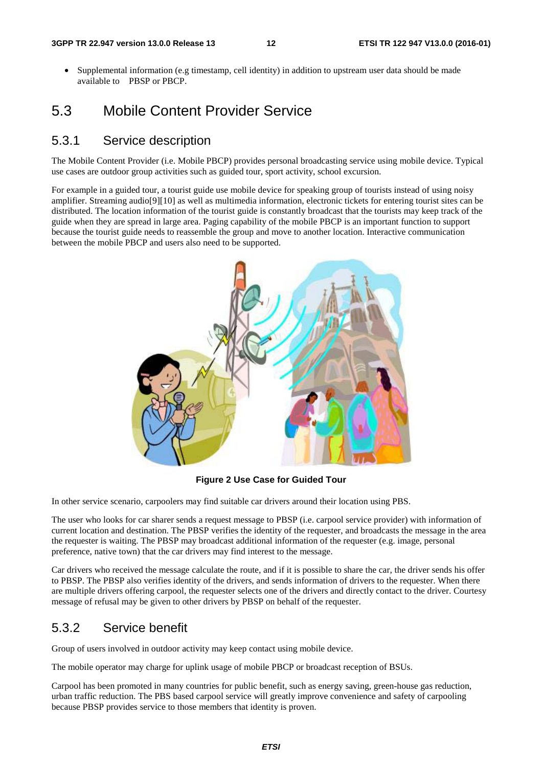- Supplemental information (e.g timestamp, cell identity) in addition to upstream user data should be made available to PBSP or PBCP.

## 5.3 Mobile Content Provider Service

### 5.3.1 Service description

The Mobile Content Provider (i.e. Mobile PBCP) provides personal broadcasting service using mobile device. Typical use cases are outdoor group activities such as guided tour, sport activity, school excursion.

For example in a guided tour, a tourist guide use mobile device for speaking group of tourists instead of using noisy amplifier. Streaming audio[9][10] as well as multimedia information, electronic tickets for entering tourist sites can be distributed. The location information of the tourist guide is constantly broadcast that the tourists may keep track of the guide when they are spread in large area. Paging capability of the mobile PBCP is an important function to support because the tourist guide needs to reassemble the group and move to another location. Interactive communication between the mobile PBCP and users also need to be supported.

**Figure 2 Use Case for Guided Tour**

In other service scenario, carpoolers may find suitable car drivers around their location using PBS.

The user who looks for car sharer sends a request message to PBSP (i.e. carpool service provider) with information of current location and destination. The PBSP verifies the identity of the requester, and broadcasts the message in the area the requester is waiting. The PBSP may broadcast additional information of the requester (e.g. image, personal preference, native town) that the car drivers may find interest to the message.

Car drivers who received the message calculate the route, and if it is possible to share the car, the driver sends his offer to PBSP. The PBSP also verifies identity of the drivers, and sends information of drivers to the requester. When there are multiple drivers offering carpool, the requester selects one of the drivers and directly contact to the driver. Courtesy message of refusal may be given to other drivers by PBSP on behalf of the requester.

### 5.3.2 Service benefit

Group of users involved in outdoor activity may keep contact using mobile device.

The mobile operator may charge for uplink usage of mobile PBCP or broadcast reception of BSUs.

Carpool has been promoted in many countries for public benefit, such as energy saving, green-house gas reduction, urban traffic reduction. The PBS based carpool service will greatly improve convenience and safety of carpooling because PBSP provides service to those members that identity is proven.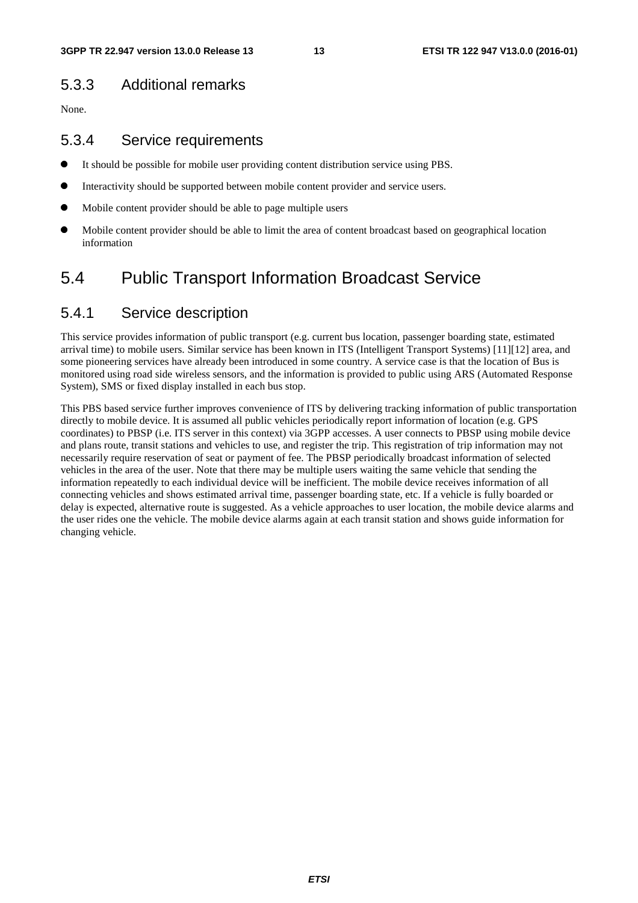### 5.3.3 Additional remarks

None.

### 5.3.4 Service requirements

- It should be possible for mobile user providing content distribution service using PBS.
- Interactivity should be supported between mobile content provider and service users.
- Mobile content provider should be able to page multiple users
- Mobile content provider should be able to limit the area of content broadcast based on geographical location information

## 5.4 Public Transport Information Broadcast Service

### 5.4.1 Service description

This service provides information of public transport (e.g. current bus location, passenger boarding state, estimated arrival time) to mobile users. Similar service has been known in ITS (Intelligent Transport Systems) [11][12] area, and some pioneering services have already been introduced in some country. A service case is that the location of Bus is monitored using road side wireless sensors, and the information is provided to public using ARS (Automated Response System), SMS or fixed display installed in each bus stop.

This PBS based service further improves convenience of ITS by delivering tracking information of public transportation directly to mobile device. It is assumed all public vehicles periodically report information of location (e.g. GPS coordinates) to PBSP (i.e. ITS server in this context) via 3GPP accesses. A user connects to PBSP using mobile device and plans route, transit stations and vehicles to use, and register the trip. This registration of trip information may not necessarily require reservation of seat or payment of fee. The PBSP periodically broadcast information of selected vehicles in the area of the user. Note that there may be multiple users waiting the same vehicle that sending the information repeatedly to each individual device will be inefficient. The mobile device receives information of all connecting vehicles and shows estimated arrival time, passenger boarding state, etc. If a vehicle is fully boarded or delay is expected, alternative route is suggested. As a vehicle approaches to user location, the mobile device alarms and the user rides one the vehicle. The mobile device alarms again at each transit station and shows guide information for changing vehicle.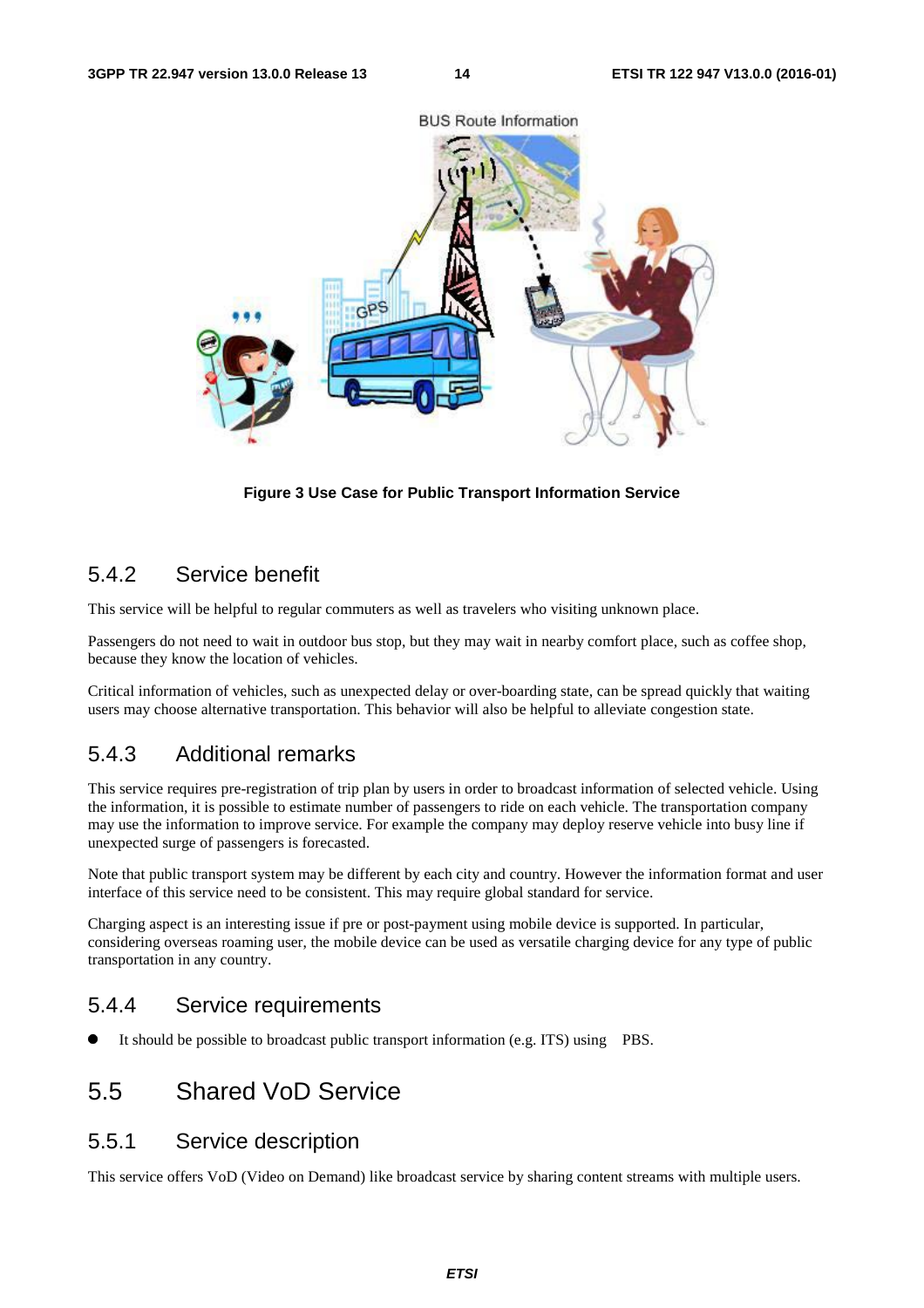Figure 3 Use Case for Public Transport Information Service

### 5.4.2 Service benefit

This service will be helpful to regular commuters as well as travelers who visiting unknown place.

Passengers do not need to wait in outdoor bus stop, but they may wait in nearby comfort place, such as coffee shop, because they know the location of vehicles.

Critical information of vehicles, such as unexpected delay or over-boarding state, can be spread quickly that waiting users may choose alternative transportation. This behavior will also be helpful to alleviate congestion state.

### 5.4.3 Additional remarks

This service requires pre-registration of trip plan by users in order to broadcast information of selected vehicle. Using the information, it is possible to estimate number of passengers to ride on each vehicle. The transportation company may use the information to improve service. For example the company may deploy reserve vehicle into busy line if unexpected surge of passengers is forecasted.

Note that public transport system may be different by each city and country. However the information format and user interface of this service need to be consistent. This may require global standard for service.

Charging aspect is an interesting issue if pre or post-payment using mobile device is supported. In particular, considering overseas roaming user, the mobile device can be used as versatile charging device for any type of public transportation in any country.

### 5.4.4 Service requirements

- It should be possible to broadcast public transport information (e.g. ITS) using PBS.

## 5.5 Shared VoD Service

### 5.5.1 Service description

This service offers VoD (Video on Demand) like broadcast service by sharing content streams with multiple users.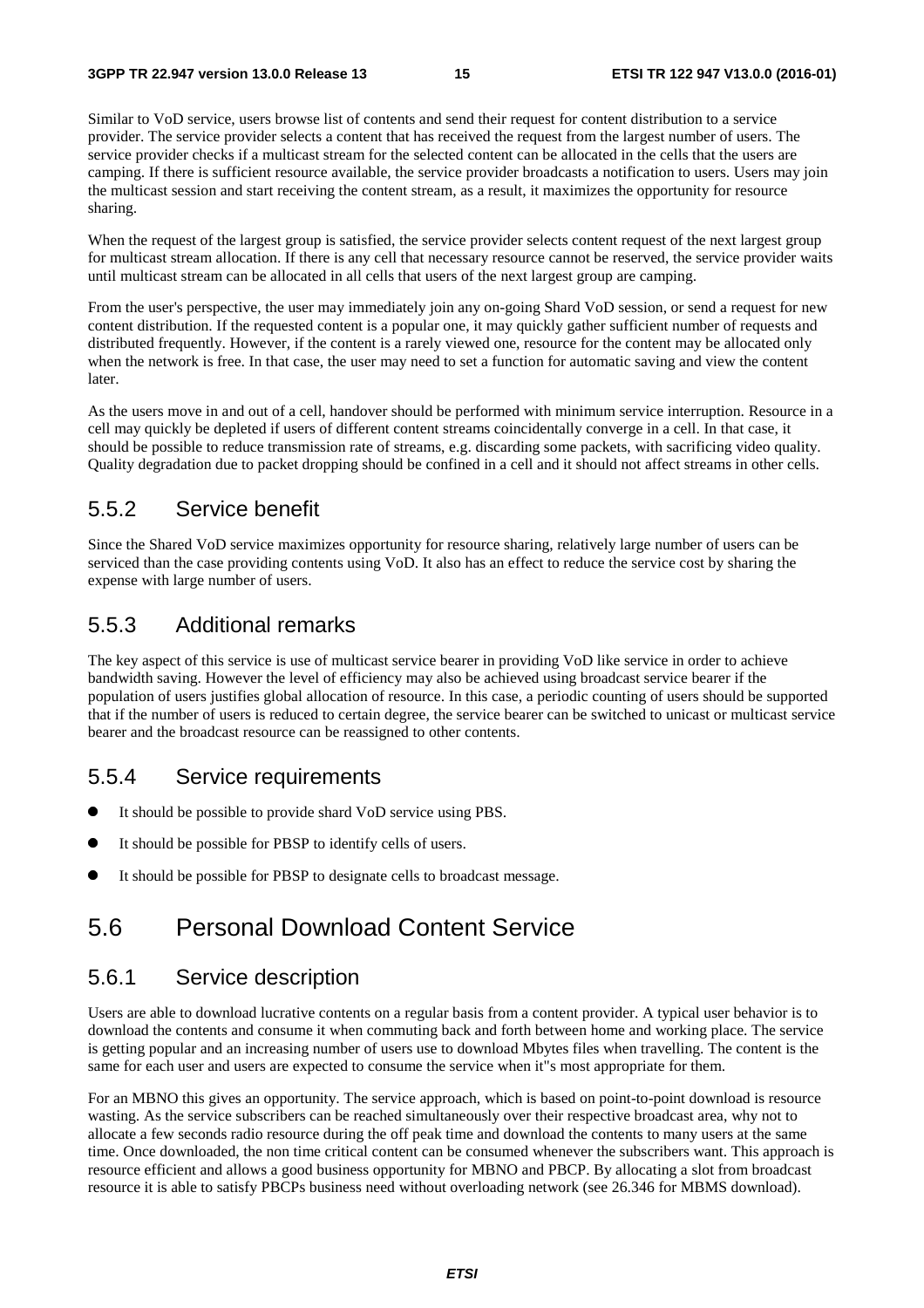Similar to VoD service, users browse list of contents and send their request for content distribution to a service provider. The service provider selects a content that has received the request from the largest number of users. The service provider checks if a multicast stream for the selected content can be allocated in the cells that the users are camping. If there is sufficient resource available, the service provider broadcasts a notification to users. Users may join the multicast session and start receiving the content stream, as a result, it maximizes the opportunity for resource sharing.

When the request of the largest group is satisfied, the service provider selects content request of the next largest group for multicast stream allocation. If there is any cell that necessary resource cannot be reserved, the service provider waits until multicast stream can be allocated in all cells that users of the next largest group are camping.

From the user's perspective, the user may immediately join any on-going Shard VoD session, or send a request for new content distribution. If the requested content is a popular one, it may quickly gather sufficient number of requests and distributed frequently. However, if the content is a rarely viewed one, resource for the content may be allocated only when the network is free. In that case, the user may need to set a function for automatic saving and view the content later.

As the users move in and out of a cell, handover should be performed with minimum service interruption. Resource in a cell may quickly be depleted if users of different content streams coincidentally converge in a cell. In that case, it should be possible to reduce transmission rate of streams, e.g. discarding some packets, with sacrificing video quality. Quality degradation due to packet dropping should be confined in a cell and it should not affect streams in other cells.

## 5.5.2 Service benefit

Since the Shared VoD service maximizes opportunity for resource sharing, relatively large number of users can be serviced than the case providing contents using VoD. It also has an effect to reduce the service cost by sharing the expense with large number of users.

## 5.5.3 Additional remarks

The key aspect of this service is use of multicast service bearer in providing VoD like service in order to achieve bandwidth saving. However the level of efficiency may also be achieved using broadcast service bearer if the population of users justifies global allocation of resource. In this case, a periodic counting of users should be supported that if the number of users is reduced to certain degree, the service bearer can be switched to unicast or multicast service bearer and the broadcast resource can be reassigned to other contents.

## 5.5.4 Service requirements

- It should be possible to provide shard VoD service using PBS.
- It should be possible for PBSP to identify cells of users.
- It should be possible for PBSP to designate cells to broadcast message.

# 5.6 Personal Download Content Service

## 5.6.1 Service description

Users are able to download lucrative contents on a regular basis from a content provider. A typical user behavior is to download the contents and consume it when commuting back and forth between home and working place. The service is getting popular and an increasing number of users use to download Mbytes files when travelling. The content is the same for each user and users are expected to consume the service when it"s most appropriate for them.

For an MBNO this gives an opportunity. The service approach, which is based on point-to-point download is resource wasting. As the service subscribers can be reached simultaneously over their respective broadcast area, why not to allocate a few seconds radio resource during the off peak time and download the contents to many users at the same time. Once downloaded, the non time critical content can be consumed whenever the subscribers want. This approach is resource efficient and allows a good business opportunity for MBNO and PBCP. By allocating a slot from broadcast resource it is able to satisfy PBCPs business need without overloading network (see 26.346 for MBMS download).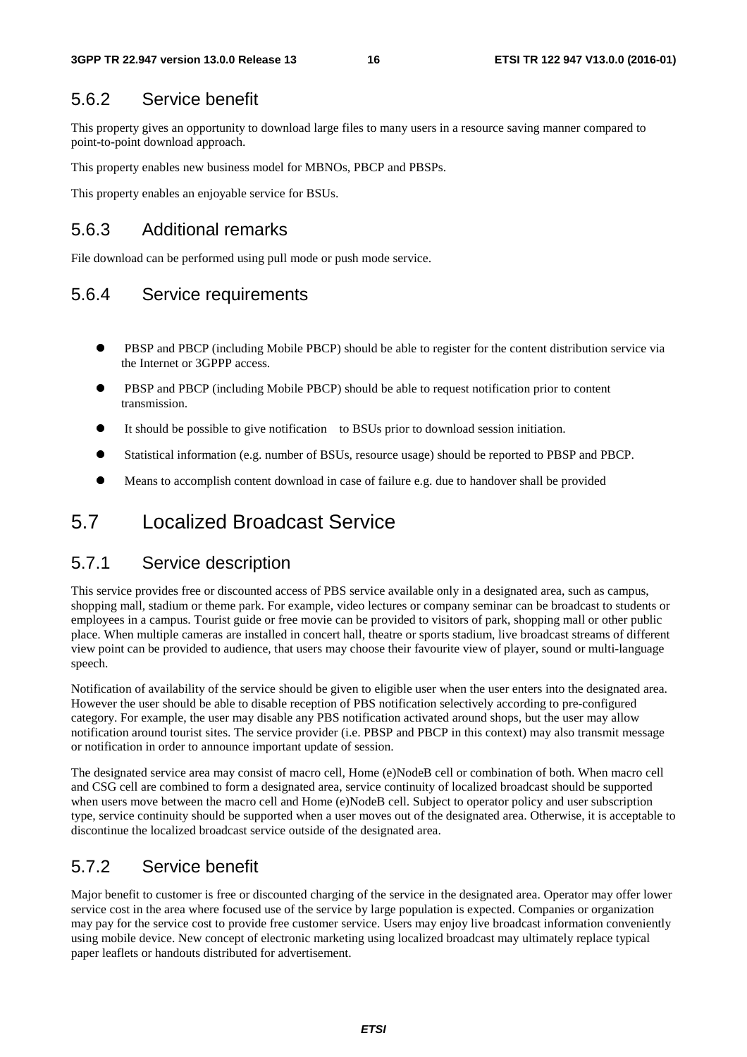### 5.6.2 Service benefit

This property gives an opportunity to download large files to many users in a resource saving manner compared to point-to-point download approach.

This property enables new business model for MBNOs, PBCP and PBSPs.

This property enables an enjoyable service for BSUs.

### 5.6.3 Additional remarks

File download can be performed using pull mode or push mode service.

### 5.6.4 Service requirements

- PBSP and PBCP (including Mobile PBCP) should be able to register for the content distribution service via the Internet or 3GPPP access.
- PBSP and PBCP (including Mobile PBCP) should be able to request notification prior to content transmission.
- It should be possible to give notification to BSUs prior to download session initiation.
- Statistical information (e.g. number of BSUs, resource usage) should be reported to PBSP and PBCP.
- Means to accomplish content download in case of failure e.g. due to handover shall be provided

## 5.7 Localized Broadcast Service

### 5.7.1 Service description

This service provides free or discounted access of PBS service available only in a designated area, such as campus, shopping mall, stadium or theme park. For example, video lectures or company seminar can be broadcast to students or employees in a campus. Tourist guide or free movie can be provided to visitors of park, shopping mall or other public place. When multiple cameras are installed in concert hall, theatre or sports stadium, live broadcast streams of different view point can be provided to audience, that users may choose their favourite view of player, sound or multi-language speech.

Notification of availability of the service should be given to eligible user when the user enters into the designated area. However the user should be able to disable reception of PBS notification selectively according to pre-configured category. For example, the user may disable any PBS notification activated around shops, but the user may allow notification around tourist sites. The service provider (i.e. PBSP and PBCP in this context) may also transmit message or notification in order to announce important update of session.

The designated service area may consist of macro cell, Home (e)NodeB cell or combination of both. When macro cell and CSG cell are combined to form a designated area, service continuity of localized broadcast should be supported when users move between the macro cell and Home (e)NodeB cell. Subject to operator policy and user subscription type, service continuity should be supported when a user moves out of the designated area. Otherwise, it is acceptable to discontinue the localized broadcast service outside of the designated area.

### 5.7.2 Service benefit

Major benefit to customer is free or discounted charging of the service in the designated area. Operator may offer lower service cost in the area where focused use of the service by large population is expected. Companies or organization may pay for the service cost to provide free customer service. Users may enjoy live broadcast information conveniently using mobile device. New concept of electronic marketing using localized broadcast may ultimately replace typical paper leaflets or handouts distributed for advertisement.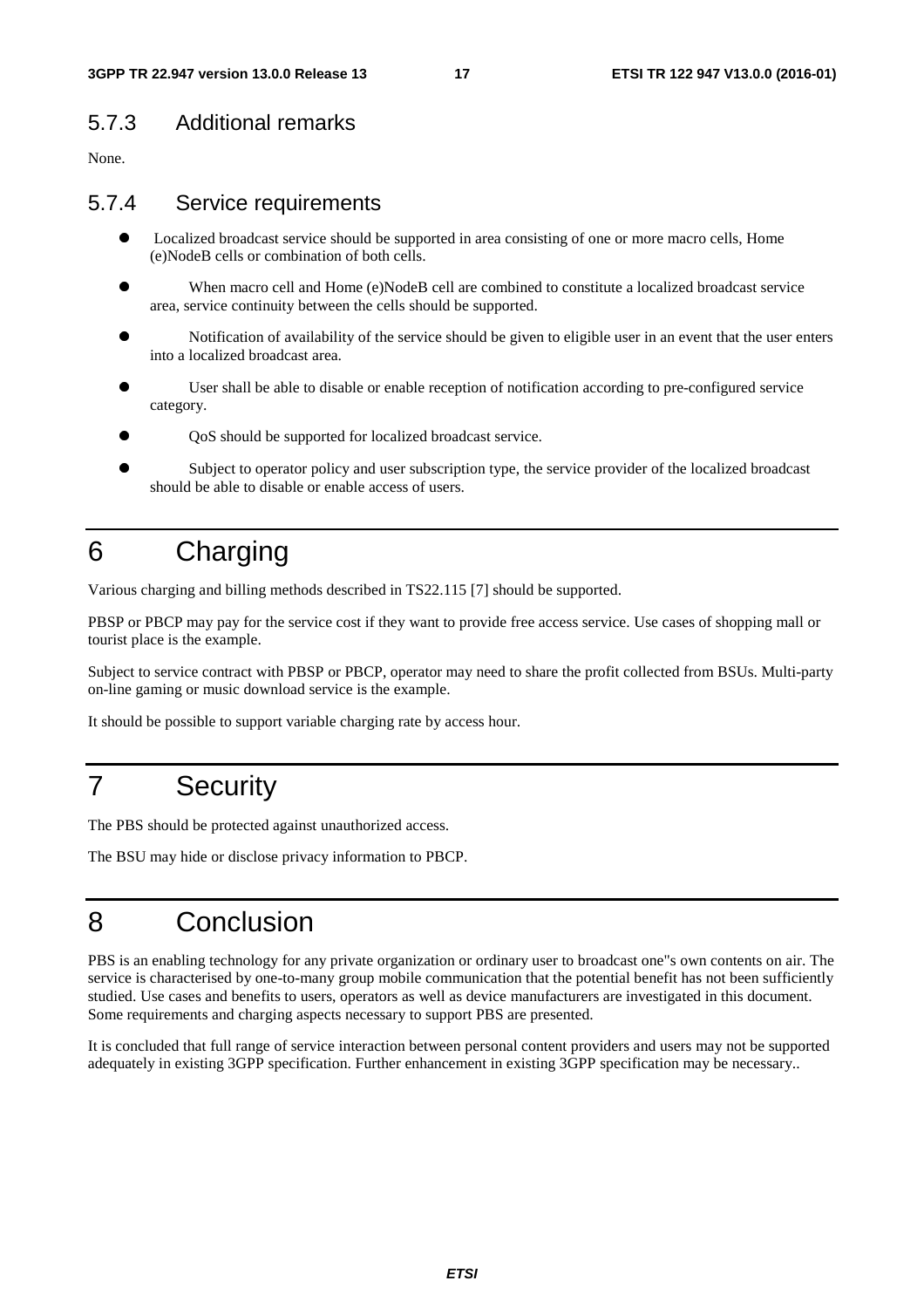### 5.7.3 Additional remarks

None.

### 5.7.4 Service requirements

- Localized broadcast service should be supported in area consisting of one or more macro cells, Home (e)NodeB cells or combination of both cells.
- When macro cell and Home (e)NodeB cell are combined to constitute a localized broadcast service area, service continuity between the cells should be supported.
- Notification of availability of the service should be given to eligible user in an event that the user enters into a localized broadcast area.
- User shall be able to disable or enable reception of notification according to pre-configured service category.
- QoS should be supported for localized broadcast service.
- Subject to operator policy and user subscription type, the service provider of the localized broadcast should be able to disable or enable access of users.

# 6 Charging

Various charging and billing methods described in TS22.115 [7] should be supported.

PBSP or PBCP may pay for the service cost if they want to provide free access service. Use cases of shopping mall or tourist place is the example.

Subject to service contract with PBSP or PBCP, operator may need to share the profit collected from BSUs. Multi-party on-line gaming or music download service is the example.

It should be possible to support variable charging rate by access hour.

# 7 Security

The PBS should be protected against unauthorized access.

The BSU may hide or disclose privacy information to PBCP.

# 8 Conclusion

PBS is an enabling technology for any private organization or ordinary user to broadcast one"s own contents on air. The service is characterised by one-to-many group mobile communication that the potential benefit has not been sufficiently studied. Use cases and benefits to users, operators as well as device manufacturers are investigated in this document. Some requirements and charging aspects necessary to support PBS are presented.

It is concluded that full range of service interaction between personal content providers and users may not be supported adequately in existing 3GPP specification. Further enhancement in existing 3GPP specification may be necessary..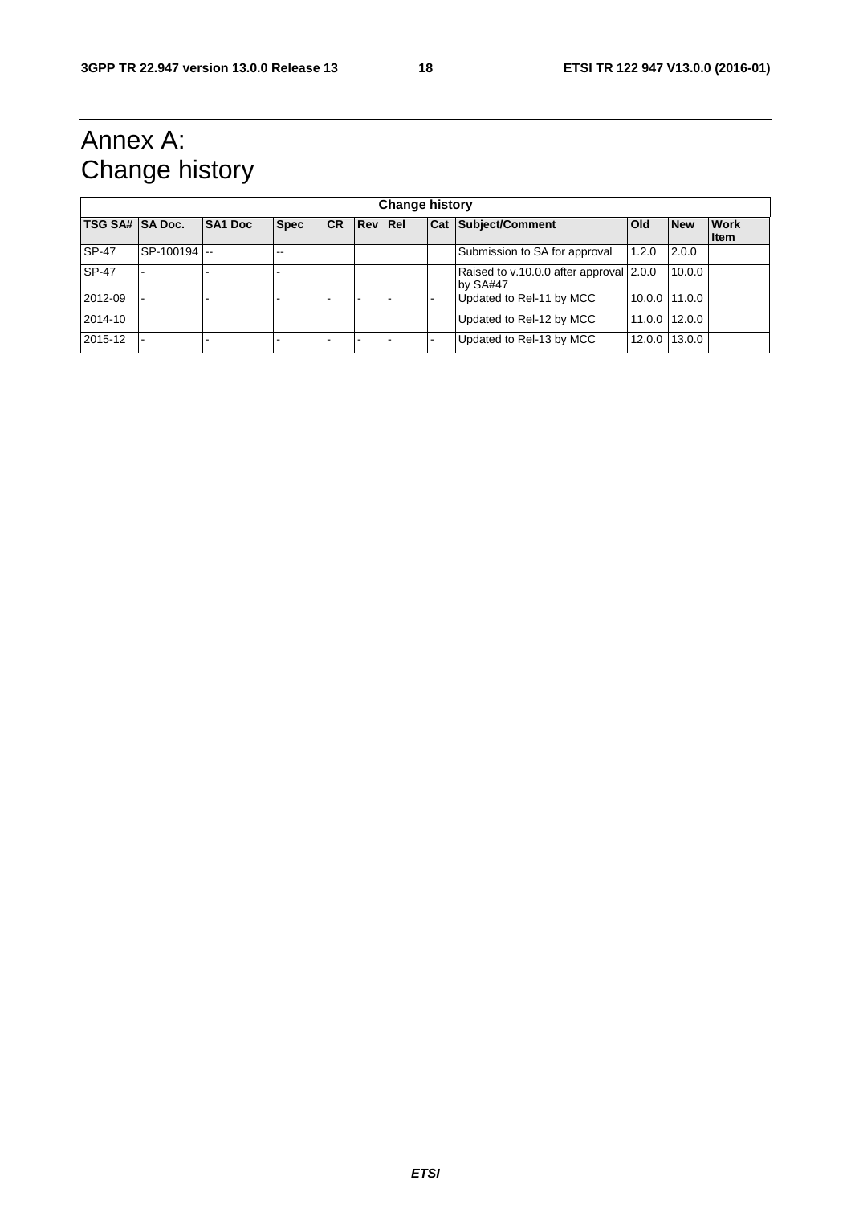# Annex A: Change history

| Change history | | | | | | | | | | | |
|---|---|---|---|---|---|---|---|---|---|---|---|
| **TSG SA#** | **SA Doc.** | **SA1 Doc** | **Spec** | **CR** | **Rev** | **Rel** | **Cat** | **Subject/Comment** | **Old** | **New** | **Work Item** |
| SP-47 | SP-100194 | -- | -- | | | | | Submission to SA for approval | 1.2.0 | 2.0.0 | |
| SP-47 | - | - | - | | | | | Raised to v.10.0.0 after approval by SA#47 | 2.0.0 | 10.0.0 | |
| 2012-09 | - | - | - | - | - | - | - | Updated to Rel-11 by MCC | 10.0.0 | 11.0.0 | |
| 2014-10 | | | | | | | | Updated to Rel-12 by MCC | 11.0.0 | 12.0.0 | |
| 2015-12 | - | - | - | - | - | - | - | Updated to Rel-13 by MCC | 12.0.0 | 13.0.0 | |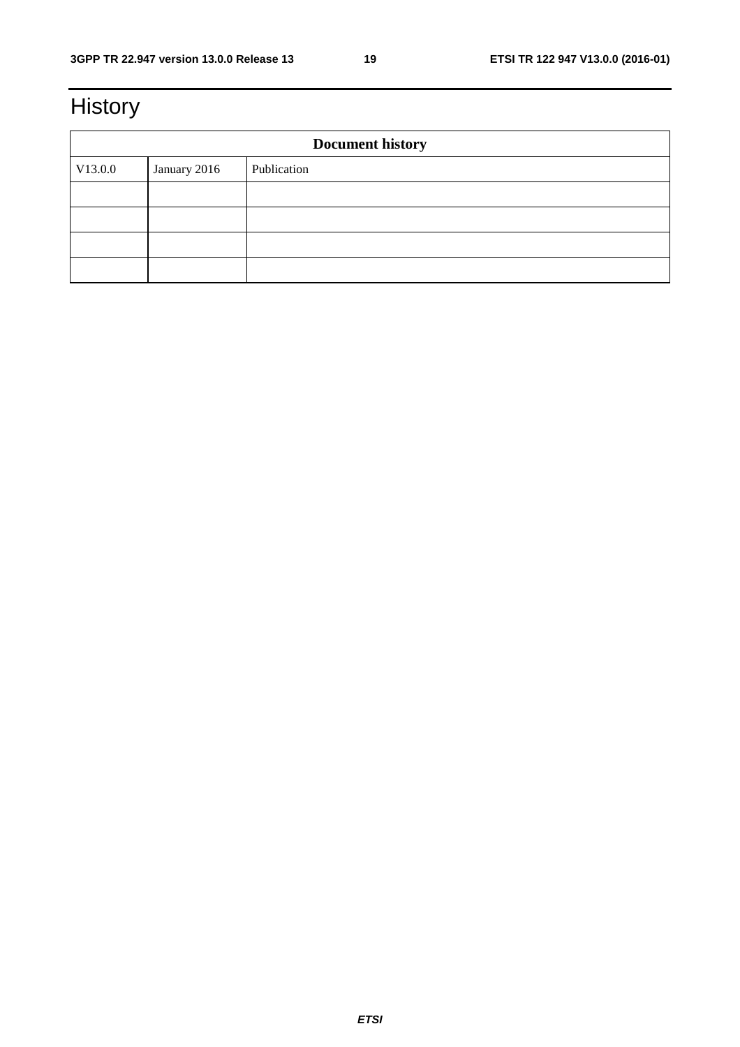# History

| Document history | | |
|---|---|---|
| V13.0.0 | January 2016 | Publication |
| | | |
| | | |
| | | |
| | | |